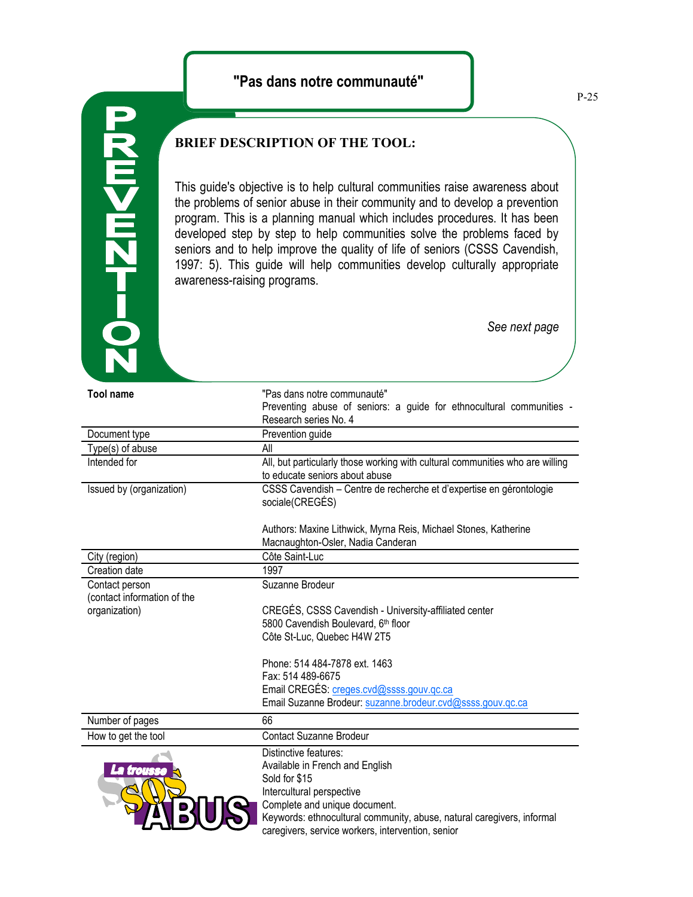# "Pas dans notre communauté"

PREVENTION

## BRIEF DESCRIPTION OF THE TOOL:

This guide's objective is to help cultural communities raise awareness about the problems of senior abuse in their community and to develop a prevention program. This is a planning manual which includes procedures. It has been developed step by step to help communities solve the problems faced by seniors and to help improve the quality of life of seniors (CSSS Cavendish, 1997: 5). This guide will help communities develop culturally appropriate awareness-raising programs.

*See next page*

| **Tool name** | "Pas dans notre communauté" Preventing abuse of seniors: a guide for ethnocultural communities - Research series No. 4 |
|---|---|
| Document type | Prevention guide |
| Type(s) of abuse | All |
| Intended for | All, but particularly those working with cultural communities who are willing to educate seniors about abuse |
| Issued by (organization) | CSSS Cavendish – Centre de recherche et d'expertise en gérontologie sociale(CREGÉS)<br><br>Authors: Maxine Lithwick, Myrna Reis, Michael Stones, Katherine Macnaughton-Osler, Nadia Canderan |
| City (region) | Côte Saint-Luc |
| Creation date | 1997 |
| Contact person (contact information of the organization) | Suzanne Brodeur<br><br>CREGÉS, CSSS Cavendish - University-affiliated center<br>5800 Cavendish Boulevard, 6th floor<br>Côte St-Luc, Quebec H4W 2T5<br><br>Phone: 514 484-7878 ext. 1463<br>Fax: 514 489-6675<br>Email CREGÉS: creges.cvd@ssss.gouv.qc.ca<br>Email Suzanne Brodeur: suzanne.brodeur.cvd@ssss.gouv.qc.ca |
| Number of pages | 66 |
| How to get the tool | Contact Suzanne Brodeur |
| La trousse SOS ABUS | Distinctive features:<br>Available in French and English<br>Sold for $15<br>Intercultural perspective<br>Complete and unique document.<br>Keywords: ethnocultural community, abuse, natural caregivers, informal caregivers, service workers, intervention, senior |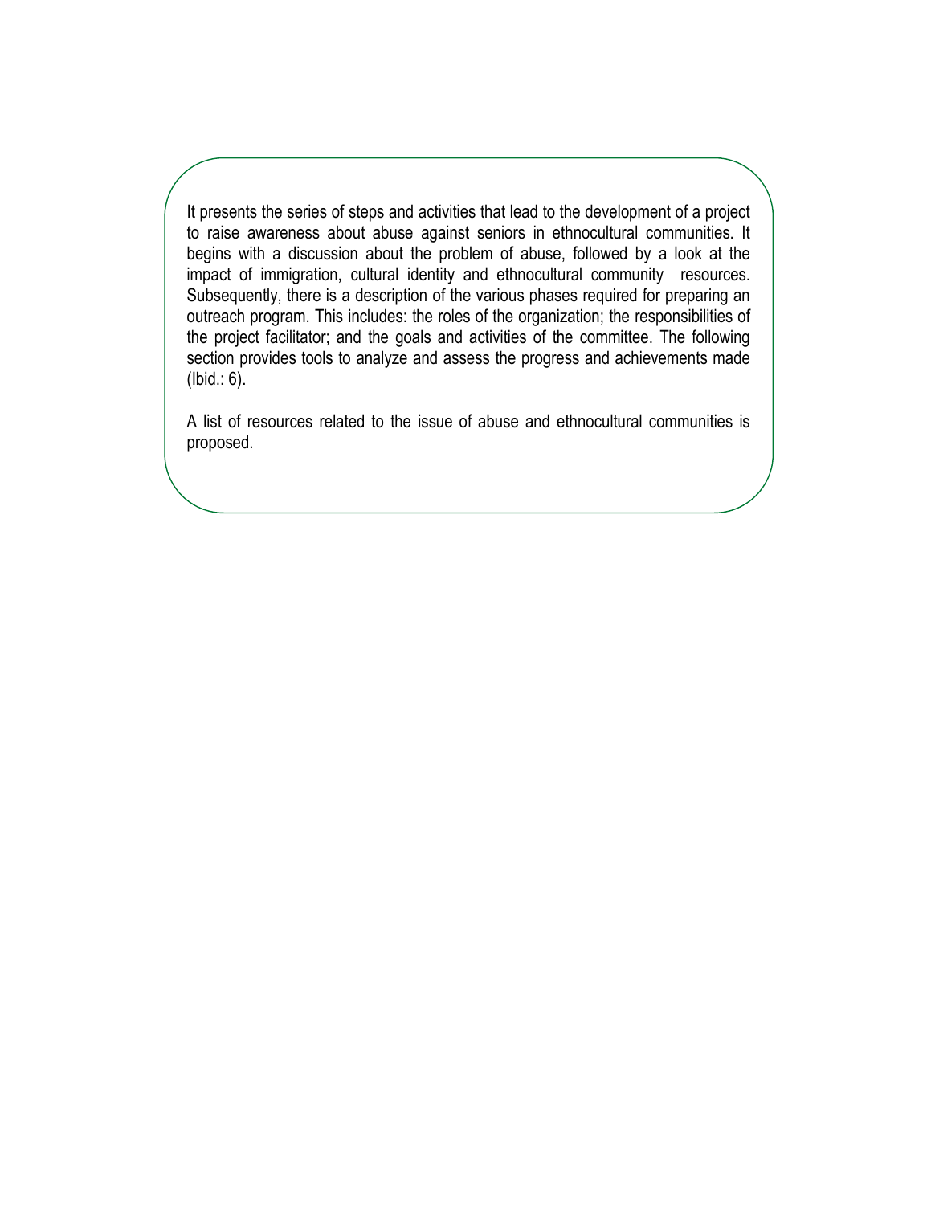It presents the series of steps and activities that lead to the development of a project to raise awareness about abuse against seniors in ethnocultural communities. It begins with a discussion about the problem of abuse, followed by a look at the impact of immigration, cultural identity and ethnocultural community resources. Subsequently, there is a description of the various phases required for preparing an outreach program. This includes: the roles of the organization; the responsibilities of the project facilitator; and the goals and activities of the committee. The following section provides tools to analyze and assess the progress and achievements made (Ibid.: 6).

A list of resources related to the issue of abuse and ethnocultural communities is proposed.